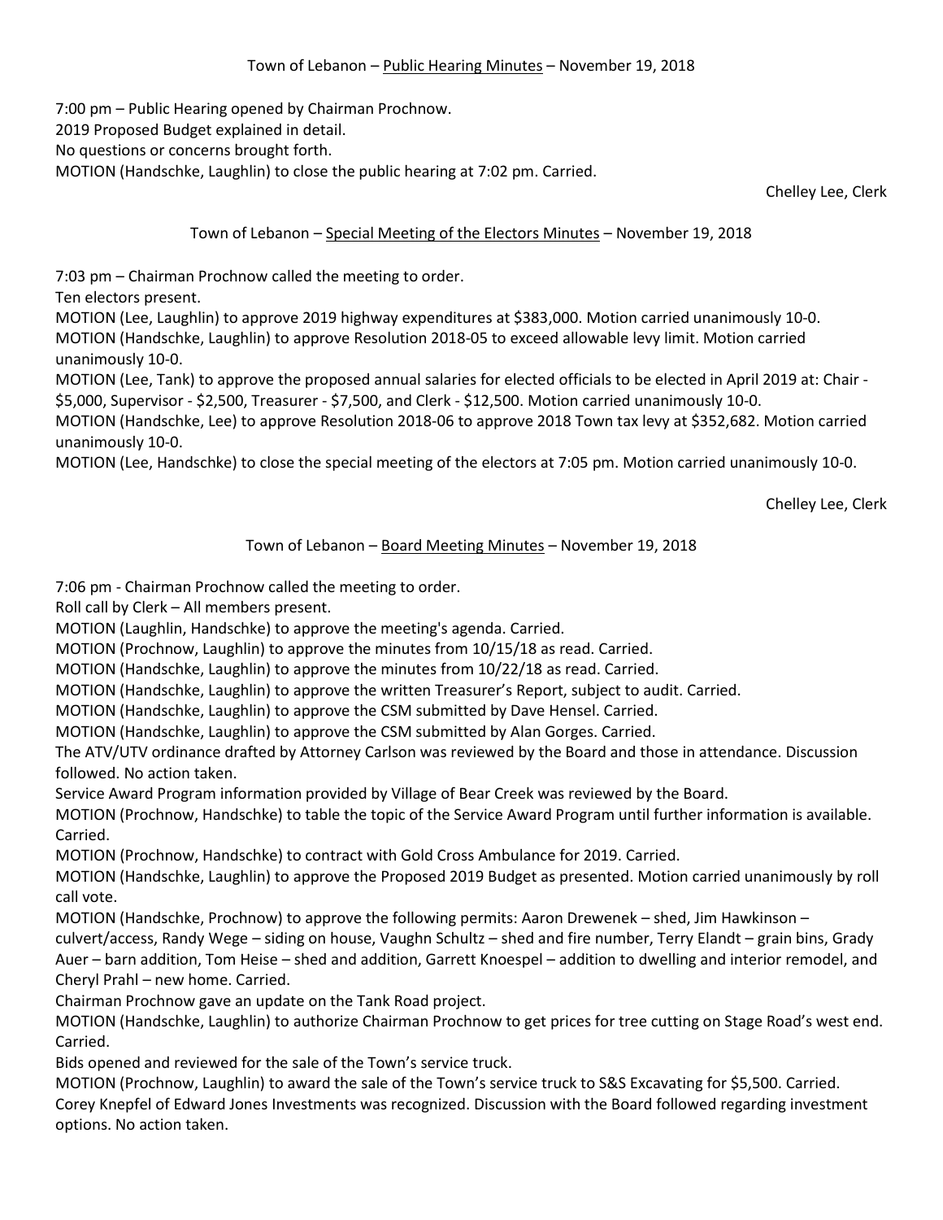## Town of Lebanon – <u>Public Hearing Minutes</u> – November 19, 2018

7:00 pm – Public Hearing opened by Chairman Prochnow.
2019 Proposed Budget explained in detail.
No questions or concerns brought forth.
MOTION (Handschke, Laughlin) to close the public hearing at 7:02 pm. Carried.

Chelley Lee, Clerk

## Town of Lebanon – <u>Special Meeting of the Electors Minutes</u> – November 19, 2018

7:03 pm – Chairman Prochnow called the meeting to order.
Ten electors present.
MOTION (Lee, Laughlin) to approve 2019 highway expenditures at $383,000. Motion carried unanimously 10-0.
MOTION (Handschke, Laughlin) to approve Resolution 2018-05 to exceed allowable levy limit. Motion carried unanimously 10-0.
MOTION (Lee, Tank) to approve the proposed annual salaries for elected officials to be elected in April 2019 at: Chair - $5,000, Supervisor - $2,500, Treasurer - $7,500, and Clerk - $12,500. Motion carried unanimously 10-0.
MOTION (Handschke, Lee) to approve Resolution 2018-06 to approve 2018 Town tax levy at $352,682. Motion carried unanimously 10-0.
MOTION (Lee, Handschke) to close the special meeting of the electors at 7:05 pm. Motion carried unanimously 10-0.

Chelley Lee, Clerk

## Town of Lebanon – <u>Board Meeting Minutes</u> – November 19, 2018

7:06 pm - Chairman Prochnow called the meeting to order.
Roll call by Clerk – All members present.
MOTION (Laughlin, Handschke) to approve the meeting's agenda. Carried.
MOTION (Prochnow, Laughlin) to approve the minutes from 10/15/18 as read. Carried.
MOTION (Handschke, Laughlin) to approve the minutes from 10/22/18 as read. Carried.
MOTION (Handschke, Laughlin) to approve the written Treasurer's Report, subject to audit. Carried.
MOTION (Handschke, Laughlin) to approve the CSM submitted by Dave Hensel. Carried.
MOTION (Handschke, Laughlin) to approve the CSM submitted by Alan Gorges. Carried.
The ATV/UTV ordinance drafted by Attorney Carlson was reviewed by the Board and those in attendance. Discussion followed. No action taken.
Service Award Program information provided by Village of Bear Creek was reviewed by the Board.
MOTION (Prochnow, Handschke) to table the topic of the Service Award Program until further information is available. Carried.
MOTION (Prochnow, Handschke) to contract with Gold Cross Ambulance for 2019. Carried.
MOTION (Handschke, Laughlin) to approve the Proposed 2019 Budget as presented. Motion carried unanimously by roll call vote.
MOTION (Handschke, Prochnow) to approve the following permits: Aaron Drewenek – shed, Jim Hawkinson – culvert/access, Randy Wege – siding on house, Vaughn Schultz – shed and fire number, Terry Elandt – grain bins, Grady Auer – barn addition, Tom Heise – shed and addition, Garrett Knoespel – addition to dwelling and interior remodel, and Cheryl Prahl – new home. Carried.
Chairman Prochnow gave an update on the Tank Road project.
MOTION (Handschke, Laughlin) to authorize Chairman Prochnow to get prices for tree cutting on Stage Road's west end. Carried.
Bids opened and reviewed for the sale of the Town's service truck.
MOTION (Prochnow, Laughlin) to award the sale of the Town's service truck to S&S Excavating for $5,500. Carried.
Corey Knepfel of Edward Jones Investments was recognized. Discussion with the Board followed regarding investment options. No action taken.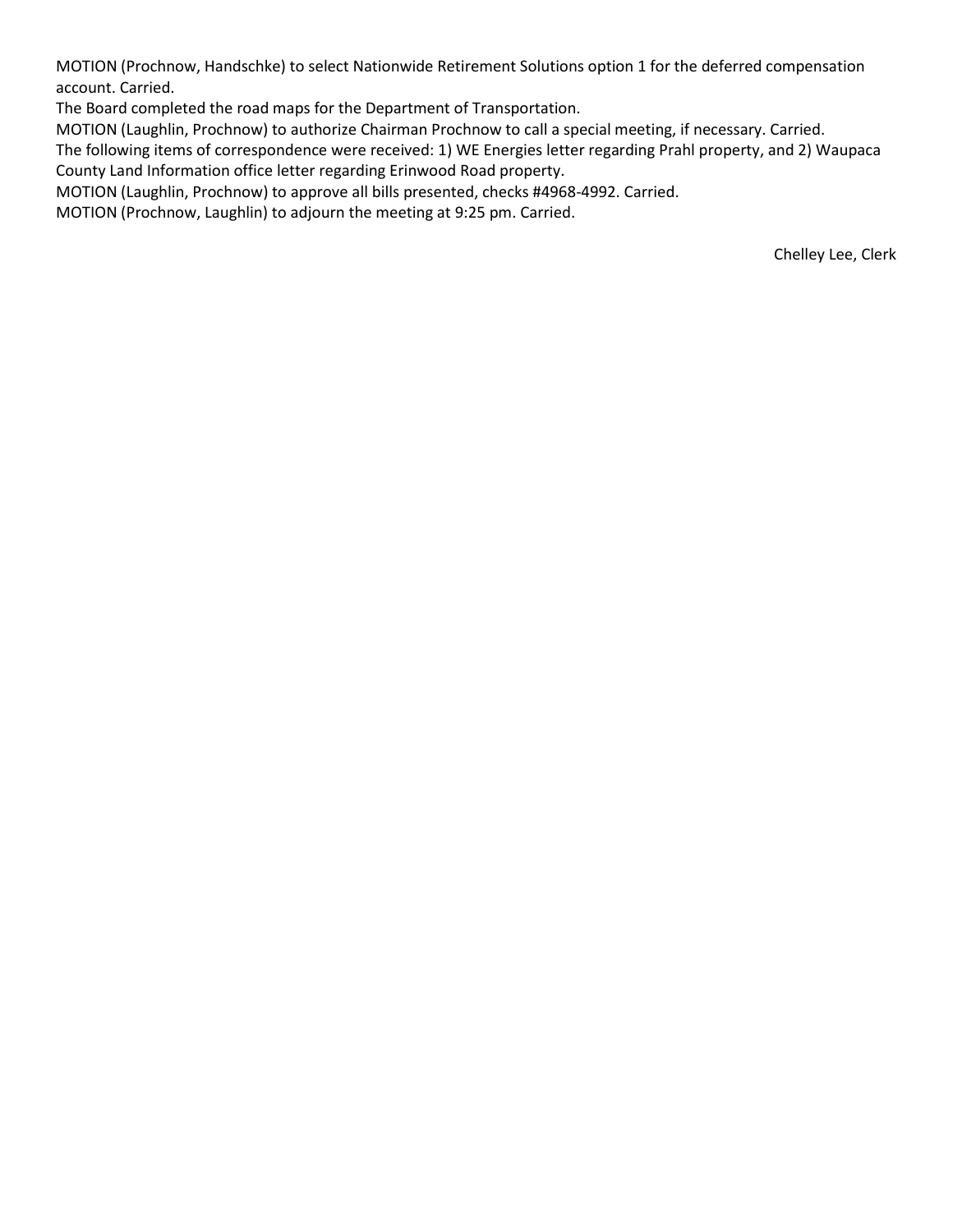MOTION (Prochnow, Handschke) to select Nationwide Retirement Solutions option 1 for the deferred compensation account. Carried.

The Board completed the road maps for the Department of Transportation.

MOTION (Laughlin, Prochnow) to authorize Chairman Prochnow to call a special meeting, if necessary. Carried.

The following items of correspondence were received: 1) WE Energies letter regarding Prahl property, and 2) Waupaca County Land Information office letter regarding Erinwood Road property.

MOTION (Laughlin, Prochnow) to approve all bills presented, checks #4968-4992. Carried.

MOTION (Prochnow, Laughlin) to adjourn the meeting at 9:25 pm. Carried.

Chelley Lee, Clerk